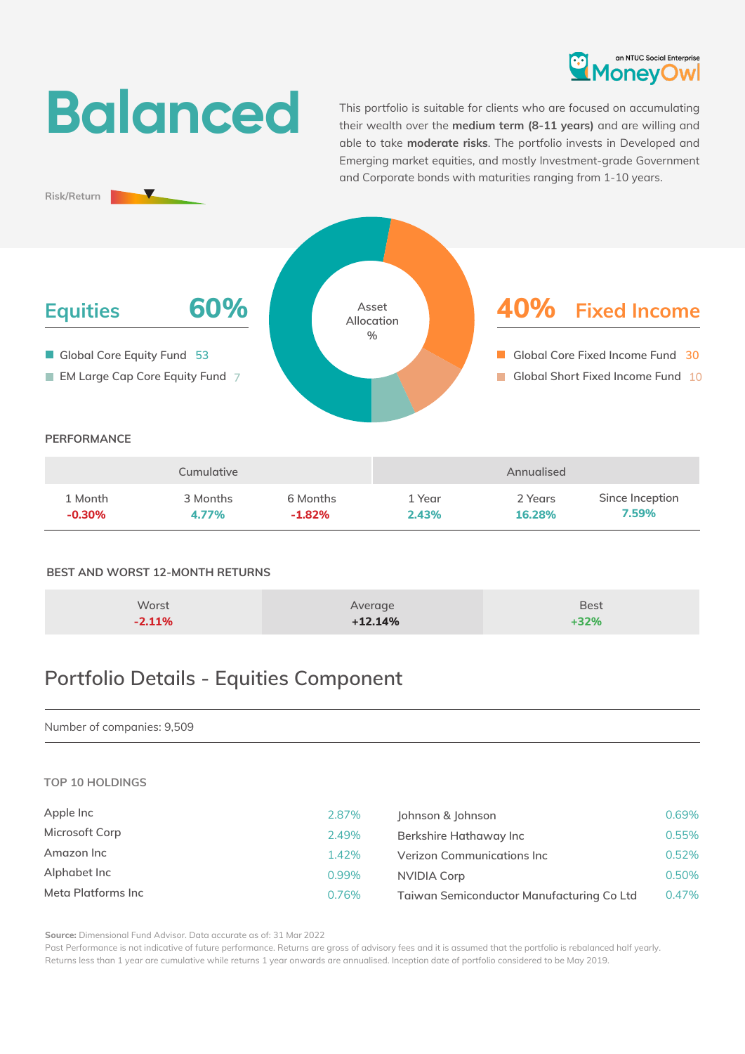an NTUC Social Enterprise MoneyOwl

# Balanced

This portfolio is suitable for clients who are focused on accumulating their wealth over the **medium term (8-11 years)** and are willing and able to take **moderate risks**. The portfolio invests in Developed and Emerging market equities, and mostly Investment-grade Government and Corporate bonds with maturities ranging from 1-10 years.

Risk/Return

Asset Allocation %

## Equities 60%

- Global Core Equity Fund 53
- EM Large Cap Core Equity Fund 7

## 40% Fixed Income

- Global Core Fixed Income Fund 30
- Global Short Fixed Income Fund 10

### PERFORMANCE

| Cumulative | | | Annualised | | |
|---|---|---|---|---|---|
| 1 Month | 3 Months | 6 Months | 1 Year | 2 Years | Since Inception |
| -0.30% | 4.77% | -1.82% | 2.43% | 16.28% | 7.59% |

### BEST AND WORST 12-MONTH RETURNS

| Worst | Average | Best |
|---|---|---|
| -2.11% | +12.14% | +32% |

## Portfolio Details - Equities Component

Number of companies: 9,509

### TOP 10 HOLDINGS

| | | | |
|---|---|---|---|
| Apple Inc | 2.87% | Johnson & Johnson | 0.69% |
| Microsoft Corp | 2.49% | Berkshire Hathaway Inc | 0.55% |
| Amazon Inc | 1.42% | Verizon Communications Inc | 0.52% |
| Alphabet Inc | 0.99% | NVIDIA Corp | 0.50% |
| Meta Platforms Inc | 0.76% | Taiwan Semiconductor Manufacturing Co Ltd | 0.47% |

**Source:** Dimensional Fund Advisor. Data accurate as of: 31 Mar 2022

Past Performance is not indicative of future performance. Returns are gross of advisory fees and it is assumed that the portfolio is rebalanced half yearly. Returns less than 1 year are cumulative while returns 1 year onwards are annualised. Inception date of portfolio considered to be May 2019.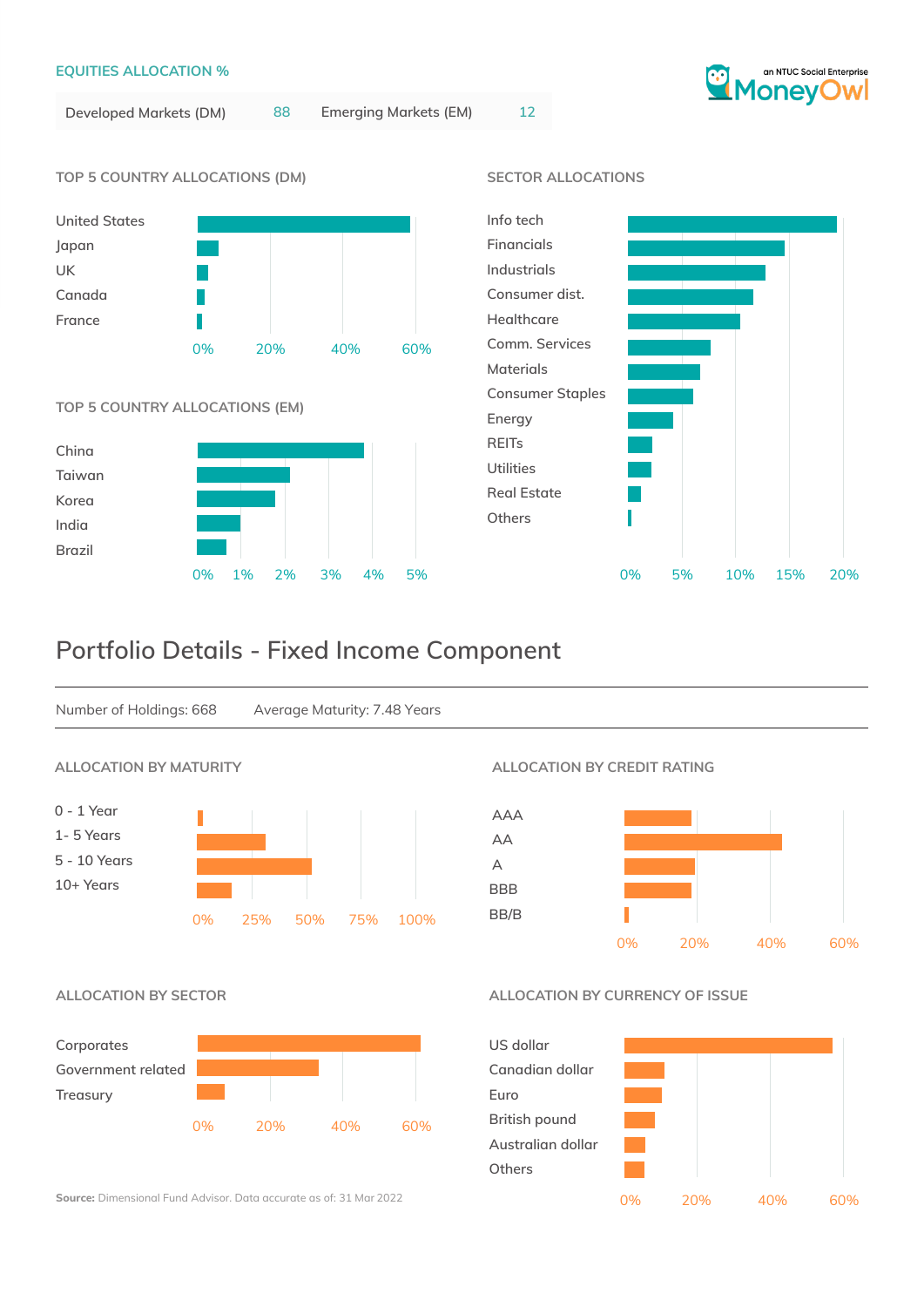EQUITIES ALLOCATION %

| | | | |
|---|---|---|---|
| Developed Markets (DM) | 88 | Emerging Markets (EM) | 12 |

an NTUC Social Enterprise MoneyOwl

TOP 5 COUNTRY ALLOCATIONS (DM)

United States
Japan
UK
Canada
France

0% 20% 40% 60%

TOP 5 COUNTRY ALLOCATIONS (EM)

China
Taiwan
Korea
India
Brazil

0% 1% 2% 3% 4% 5%

SECTOR ALLOCATIONS

Info tech
Financials
Industrials
Consumer dist.
Healthcare
Comm. Services
Materials
Consumer Staples
Energy
REITs
Utilities
Real Estate
Others

0% 5% 10% 15% 20%

## Portfolio Details - Fixed Income Component

Number of Holdings: 668    Average Maturity: 7.48 Years

ALLOCATION BY MATURITY

0 - 1 Year
1- 5 Years
5 - 10 Years
10+ Years

0% 25% 50% 75% 100%

ALLOCATION BY CREDIT RATING

AAA
AA
A
BBB
BB/B

0% 20% 40% 60%

ALLOCATION BY SECTOR

Corporates
Government related
Treasury

0% 20% 40% 60%

ALLOCATION BY CURRENCY OF ISSUE

US dollar
Canadian dollar
Euro
British pound
Australian dollar
Others

0% 20% 40% 60%

**Source:** Dimensional Fund Advisor. Data accurate as of: 31 Mar 2022